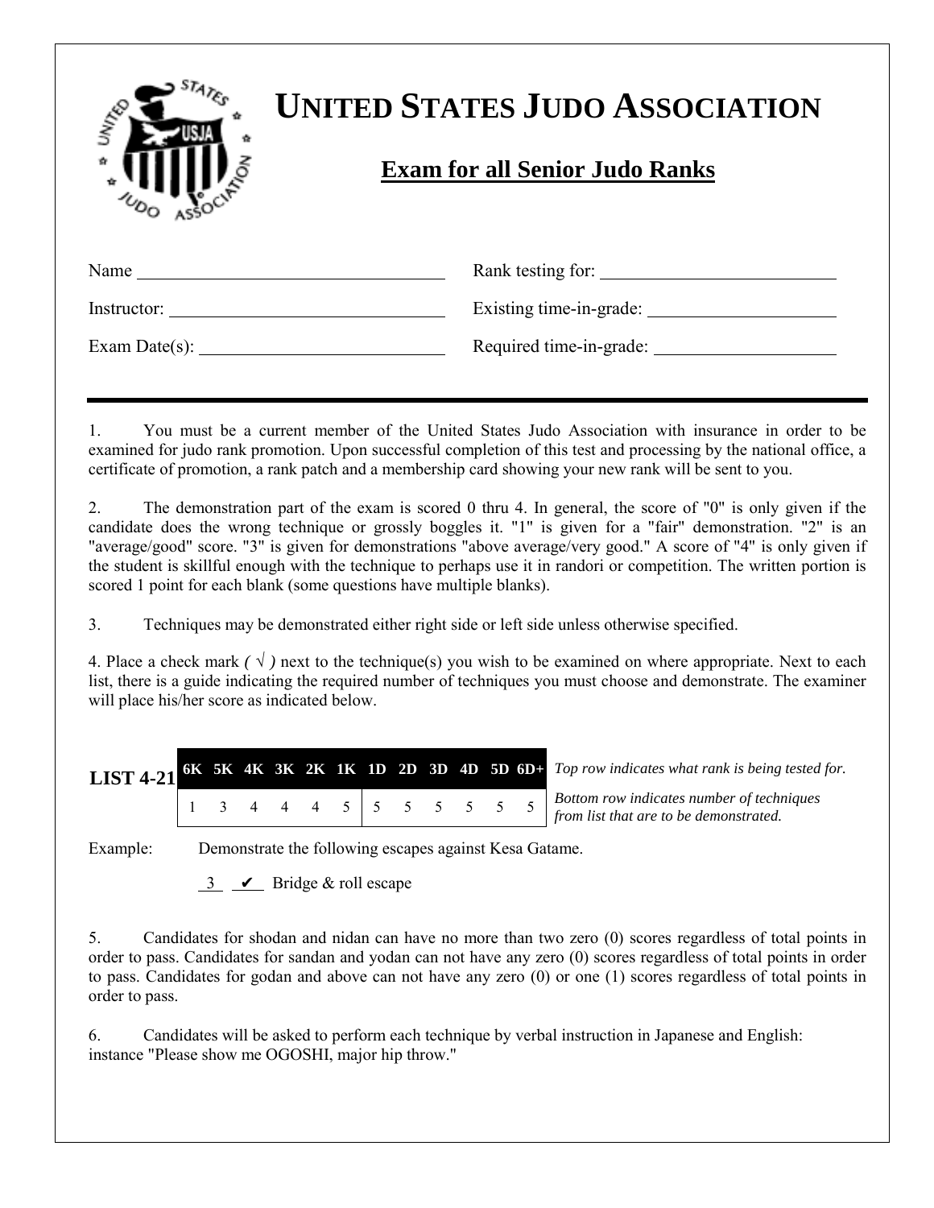# UNITED STATES JUDO ASSOCIATION

## Exam for all Senior Judo Ranks

Name ______________________________ Rank testing for: ______________________

Instructor: ___________________________ Existing time-in-grade: __________________

Exam Date(s): ________________________ Required time-in-grade: __________________

---

1. You must be a current member of the United States Judo Association with insurance in order to be examined for judo rank promotion. Upon successful completion of this test and processing by the national office, a certificate of promotion, a rank patch and a membership card showing your new rank will be sent to you.

2. The demonstration part of the exam is scored 0 thru 4. In general, the score of "0" is only given if the candidate does the wrong technique or grossly boggles it. "1" is given for a "fair" demonstration. "2" is an "average/good" score. "3" is given for demonstrations "above average/very good." A score of "4" is only given if the student is skillful enough with the technique to perhaps use it in randori or competition. The written portion is scored 1 point for each blank (some questions have multiple blanks).

3. Techniques may be demonstrated either right side or left side unless otherwise specified.

4. Place a check mark *( √ )* next to the technique(s) you wish to be examined on where appropriate. Next to each list, there is a guide indicating the required number of techniques you must choose and demonstrate. The examiner will place his/her score as indicated below.

| LIST 4-21 | 6K | 5K | 4K | 3K | 2K | 1K | 1D | 2D | 3D | 4D | 5D | 6D+ |
|---|---|---|---|---|---|---|---|---|---|---|---|---|
| | 1 | 3 | 4 | 4 | 4 | 5 | 5 | 5 | 5 | 5 | 5 | 5 |

*Top row indicates what rank is being tested for.*

*Bottom row indicates number of techniques from list that are to be demonstrated.*

Example: Demonstrate the following escapes against Kesa Gatame.

_3_ _✔_ Bridge & roll escape

5. Candidates for shodan and nidan can have no more than two zero (0) scores regardless of total points in order to pass. Candidates for sandan and yodan can not have any zero (0) scores regardless of total points in order to pass. Candidates for godan and above can not have any zero (0) or one (1) scores regardless of total points in order to pass.

6. Candidates will be asked to perform each technique by verbal instruction in Japanese and English: instance "Please show me OGOSHI, major hip throw."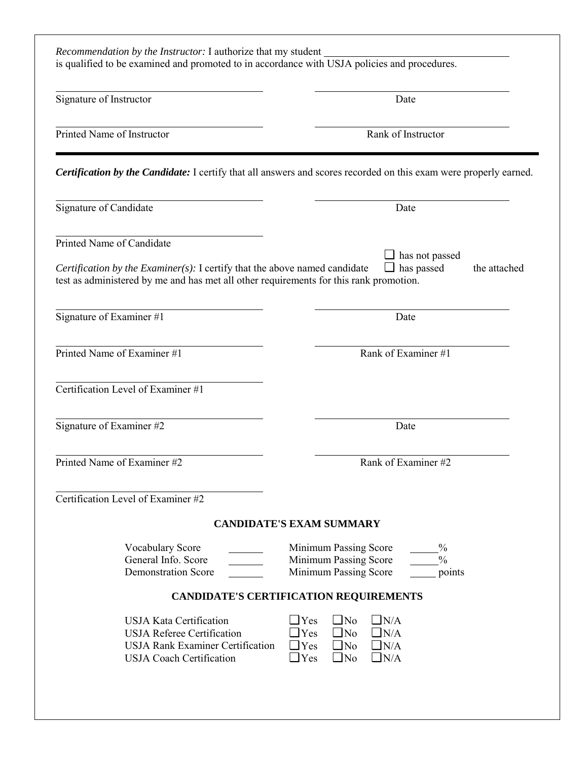*Recommendation by the Instructor:* I authorize that my student \_\_\_\_\_\_\_\_\_\_\_\_\_\_\_\_\_\_\_\_\_\_\_\_\_\_\_\_\_\_\_\_ is qualified to be examined and promoted to in accordance with USJA policies and procedures.

| | |
|---|---|
| Signature of Instructor | Date |
| Printed Name of Instructor | Rank of Instructor |

---

***Certification by the Candidate:*** I certify that all answers and scores recorded on this exam were properly earned.

| | |
|---|---|
| Signature of Candidate | Date |
| Printed Name of Candidate | |

*Certification by the Examiner(s):* I certify that the above named candidate ☐ has not passed ☐ has passed the attached test as administered by me and has met all other requirements for this rank promotion.

| | |
|---|---|
| Signature of Examiner #1 | Date |
| Printed Name of Examiner #1 | Rank of Examiner #1 |
| Certification Level of Examiner #1 | |
| Signature of Examiner #2 | Date |
| Printed Name of Examiner #2 | Rank of Examiner #2 |
| Certification Level of Examiner #2 | |

**CANDIDATE'S EXAM SUMMARY**

| | | | |
|---|---|---|---|
| Vocabulary Score | \_\_\_\_\_\_ | Minimum Passing Score | \_\_\_\_\_ % |
| General Info. Score | \_\_\_\_\_\_ | Minimum Passing Score | \_\_\_\_\_ % |
| Demonstration Score | \_\_\_\_\_\_ | Minimum Passing Score | \_\_\_\_\_ points |

**CANDIDATE'S CERTIFICATION REQUIREMENTS**

| | | | |
|---|---|---|---|
| USJA Kata Certification | ☐Yes | ☐No | ☐N/A |
| USJA Referee Certification | ☐Yes | ☐No | ☐N/A |
| USJA Rank Examiner Certification | ☐Yes | ☐No | ☐N/A |
| USJA Coach Certification | ☐Yes | ☐No | ☐N/A |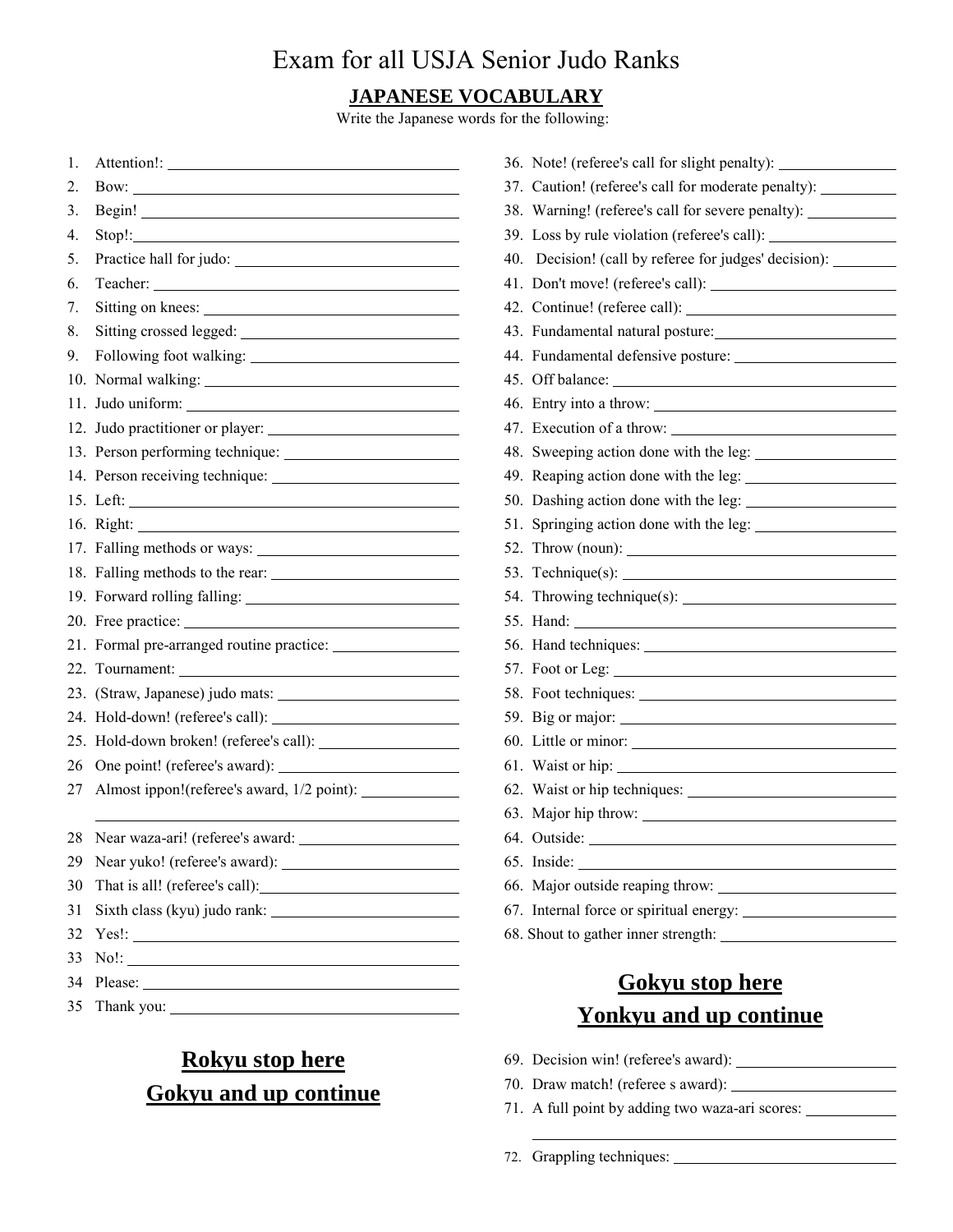# Exam for all USJA Senior Judo Ranks

## JAPANESE VOCABULARY

Write the Japanese words for the following:

1. Attention!: ______________
2. Bow: ______________
3. Begin! ______________
4. Stop!: ______________
5. Practice hall for judo: ______________
6. Teacher: ______________
7. Sitting on knees: ______________
8. Sitting crossed legged: ______________
9. Following foot walking: ______________
10. Normal walking: ______________
11. Judo uniform: ______________
12. Judo practitioner or player: ______________
13. Person performing technique: ______________
14. Person receiving technique: ______________
15. Left: ______________
16. Right: ______________
17. Falling methods or ways: ______________
18. Falling methods to the rear: ______________
19. Forward rolling falling: ______________
20. Free practice: ______________
21. Formal pre-arranged routine practice: ______________
22. Tournament: ______________
23. (Straw, Japanese) judo mats: ______________
24. Hold-down! (referee's call): ______________
25. Hold-down broken! (referee's call): ______________
26. One point! (referee's award): ______________
27. Almost ippon!(referee's award, 1/2 point): ______________
28. Near waza-ari! (referee's award: ______________
29. Near yuko! (referee's award): ______________
30. That is all! (referee's call): ______________
31. Sixth class (kyu) judo rank: ______________
32. Yes!: ______________
33. No!: ______________
34. Please: ______________
35. Thank you: ______________

## Rokyu stop here
## Gokyu and up continue

36. Note! (referee's call for slight penalty): ______________
37. Caution! (referee's call for moderate penalty): ______________
38. Warning! (referee's call for severe penalty): ______________
39. Loss by rule violation (referee's call): ______________
40. Decision! (call by referee for judges' decision): ______________
41. Don't move! (referee's call): ______________
42. Continue! (referee call): ______________
43. Fundamental natural posture: ______________
44. Fundamental defensive posture: ______________
45. Off balance: ______________
46. Entry into a throw: ______________
47. Execution of a throw: ______________
48. Sweeping action done with the leg: ______________
49. Reaping action done with the leg: ______________
50. Dashing action done with the leg: ______________
51. Springing action done with the leg: ______________
52. Throw (noun): ______________
53. Technique(s): ______________
54. Throwing technique(s): ______________
55. Hand: ______________
56. Hand techniques: ______________
57. Foot or Leg: ______________
58. Foot techniques: ______________
59. Big or major: ______________
60. Little or minor: ______________
61. Waist or hip: ______________
62. Waist or hip techniques: ______________
63. Major hip throw: ______________
64. Outside: ______________
65. Inside: ______________
66. Major outside reaping throw: ______________
67. Internal force or spiritual energy: ______________
68. Shout to gather inner strength: ______________

## Gokyu stop here
## Yonkyu and up continue

69. Decision win! (referee's award): ______________
70. Draw match! (referee s award): ______________
71. A full point by adding two waza-ari scores: ______________
72. Grappling techniques: ______________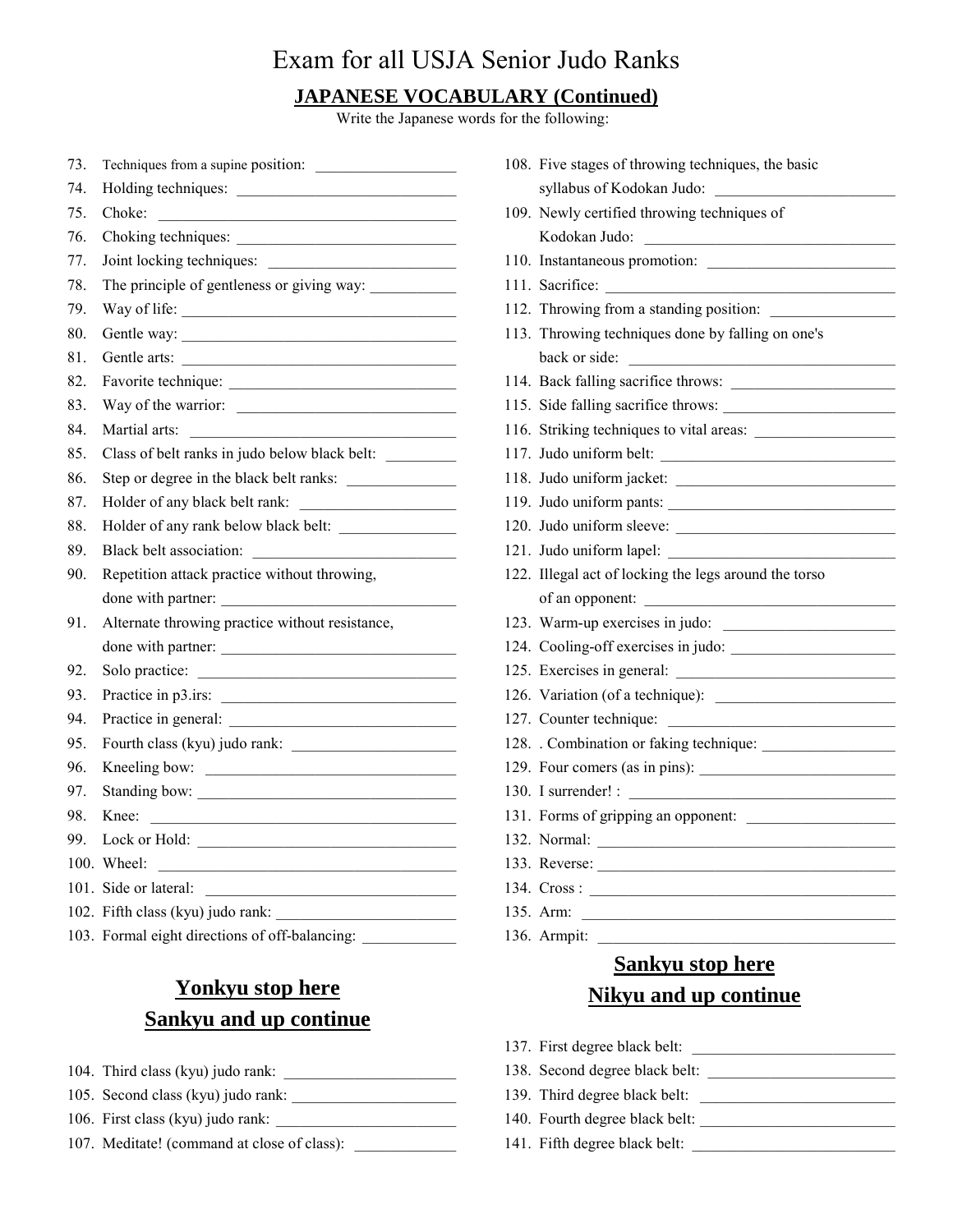# Exam for all USJA Senior Judo Ranks

## JAPANESE VOCABULARY (Continued)

Write the Japanese words for the following:

73. Techniques from a supine position: ___________________
74. Holding techniques: ___________________
75. Choke: ___________________
76. Choking techniques: ___________________
77. Joint locking techniques: ___________________
78. The principle of gentleness or giving way: ___________
79. Way of life: ___________________
80. Gentle way: ___________________
81. Gentle arts: ___________________
82. Favorite technique: ___________________
83. Way of the warrior: ___________________
84. Martial arts: ___________________
85. Class of belt ranks in judo below black belt: _________
86. Step or degree in the black belt ranks: ______________
87. Holder of any black belt rank: ___________________
88. Holder of any rank below black belt: _______________
89. Black belt association: ___________________
90. Repetition attack practice without throwing, done with partner: ___________________
91. Alternate throwing practice without resistance, done with partner: ___________________
92. Solo practice: ___________________
93. Practice in p3.irs: ___________________
94. Practice in general: ___________________
95. Fourth class (kyu) judo rank: ___________________
96. Kneeling bow: ___________________
97. Standing bow: ___________________
98. Knee: ___________________
99. Lock or Hold: ___________________
100. Wheel: ___________________
101. Side or lateral: ___________________
102. Fifth class (kyu) judo rank: ___________________
103. Formal eight directions of off-balancing: ____________

## Yonkyu stop here
## Sankyu and up continue

104. Third class (kyu) judo rank: ___________________
105. Second class (kyu) judo rank: ___________________
106. First class (kyu) judo rank: ___________________
107. Meditate! (command at close of class): _____________
108. Five stages of throwing techniques, the basic syllabus of Kodokan Judo: ___________________
109. Newly certified throwing techniques of Kodokan Judo: ___________________
110. Instantaneous promotion: ___________________
111. Sacrifice: ___________________
112. Throwing from a standing position: ________________
113. Throwing techniques done by falling on one's back or side: ___________________
114. Back falling sacrifice throws: ___________________
115. Side falling sacrifice throws: ___________________
116. Striking techniques to vital areas: ___________________
117. Judo uniform belt: ___________________
118. Judo uniform jacket: ___________________
119. Judo uniform pants: ___________________
120. Judo uniform sleeve: ___________________
121. Judo uniform lapel: ___________________
122. Illegal act of locking the legs around the torso of an opponent: ___________________
123. Warm-up exercises in judo: ___________________
124. Cooling-off exercises in judo: ___________________
125. Exercises in general: ___________________
126. Variation (of a technique): ___________________
127. Counter technique: ___________________
128. . Combination or faking technique: _________________
129. Four comers (as in pins): ___________________
130. I surrender! : ___________________
131. Forms of gripping an opponent: ___________________
132. Normal: ___________________
133. Reverse: ___________________
134. Cross : ___________________
135. Arm: ___________________
136. Armpit: ___________________

## Sankyu stop here
## Nikyu and up continue

137. First degree black belt: ___________________
138. Second degree black belt: ___________________
139. Third degree black belt: ___________________
140. Fourth degree black belt: ___________________
141. Fifth degree black belt: ___________________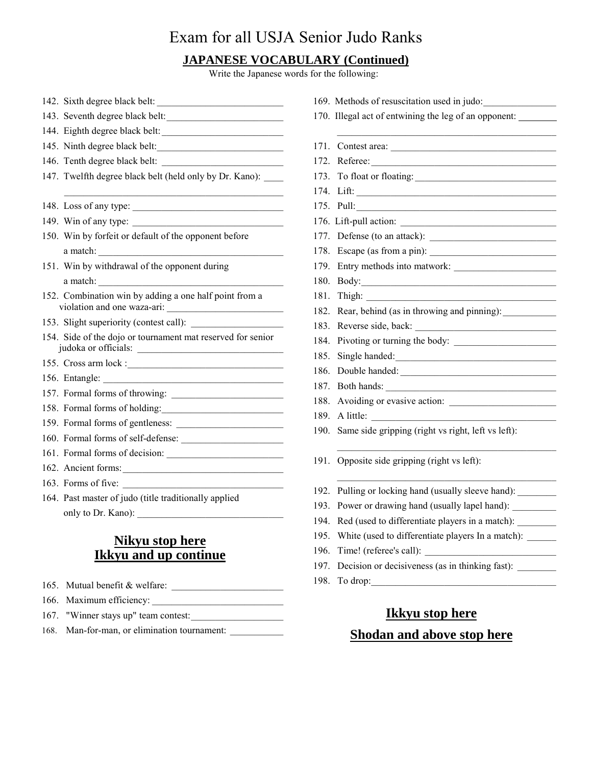# Exam for all USJA Senior Judo Ranks

## JAPANESE VOCABULARY (Continued)

Write the Japanese words for the following:

142. Sixth degree black belt: ___________________________
143. Seventh degree black belt: ___________________________
144. Eighth degree black belt: ___________________________
145. Ninth degree black belt: ___________________________
146. Tenth degree black belt: ___________________________
147. Twelfth degree black belt (held only by Dr. Kano): ____ ___________________________
148. Loss of any type: ___________________________
149. Win of any type: ___________________________
150. Win by forfeit or default of the opponent before a match: ___________________________
151. Win by withdrawal of the opponent during a match: ___________________________
152. Combination win by adding a one half point from a violation and one waza-ari: ___________________________
153. Slight superiority (contest call): ___________________________
154. Side of the dojo or tournament mat reserved for senior judoka or officials: ___________________________
155. Cross arm lock : ___________________________
156. Entangle: ___________________________
157. Formal forms of throwing: ___________________________
158. Formal forms of holding: ___________________________
159. Formal forms of gentleness: ___________________________
160. Formal forms of self-defense: ___________________________
161. Formal forms of decision: ___________________________
162. Ancient forms: ___________________________
163. Forms of five: ___________________________
164. Past master of judo (title traditionally applied only to Dr. Kano): ___________________________

## Nikyu stop here
## Ikkyu and up continue

165. Mutual benefit & welfare: ___________________________
166. Maximum efficiency: ___________________________
167. "Winner stays up" team contest: ___________________________
168. Man-for-man, or elimination tournament: ___________________________
169. Methods of resuscitation used in judo: ___________________________
170. Illegal act of entwining the leg of an opponent: ___________________________
171. Contest area: ___________________________
172. Referee: ___________________________
173. To float or floating: ___________________________
174. Lift: ___________________________
175. Pull: ___________________________
176. Lift-pull action: ___________________________
177. Defense (to an attack): ___________________________
178. Escape (as from a pin): ___________________________
179. Entry methods into matwork: ___________________________
180. Body: ___________________________
181. Thigh: ___________________________
182. Rear, behind (as in throwing and pinning): ___________________________
183. Reverse side, back: ___________________________
184. Pivoting or turning the body: ___________________________
185. Single handed: ___________________________
186. Double handed: ___________________________
187. Both hands: ___________________________
188. Avoiding or evasive action: ___________________________
189. A little: ___________________________
190. Same side gripping (right vs right, left vs left): ___________________________
191. Opposite side gripping (right vs left): ___________________________
192. Pulling or locking hand (usually sleeve hand): ___________________________
193. Power or drawing hand (usually lapel hand): ___________________________
194. Red (used to differentiate players in a match): ___________________________
195. White (used to differentiate players In a match): ___________________________
196. Time! (referee's call): ___________________________
197. Decision or decisiveness (as in thinking fast): ___________________________
198. To drop: ___________________________

## Ikkyu stop here
## Shodan and above stop here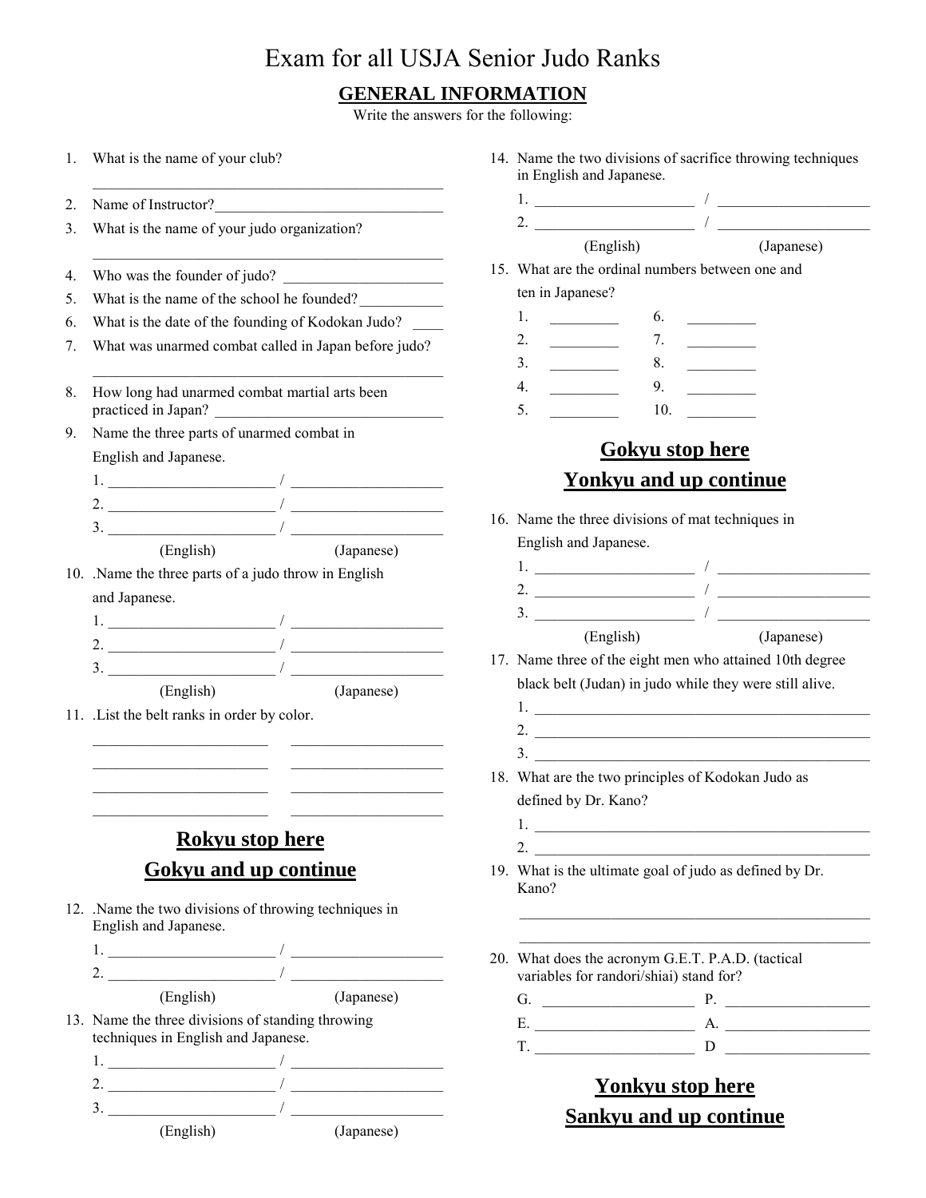# Exam for all USJA Senior Judo Ranks

## GENERAL INFORMATION

Write the answers for the following:

1. What is the name of your club?
   ______________________________________________
2. Name of Instructor? ______________________________
3. What is the name of your judo organization?
   ______________________________________________
4. Who was the founder of judo? ____________________
5. What is the name of the school he founded? __________
6. What is the date of the founding of Kodokan Judo? ____
7. What was unarmed combat called in Japan before judo?
   ______________________________________________
8. How long had unarmed combat martial arts been practiced in Japan? ____________________________
9. Name the three parts of unarmed combat in English and Japanese.

| | (English) | / | (Japanese) |
|---|---|---|---|
| 1. | ____________________ | / | ____________________ |
| 2. | ____________________ | / | ____________________ |
| 3. | ____________________ | / | ____________________ |

10. .Name the three parts of a judo throw in English and Japanese.

| | (English) | / | (Japanese) |
|---|---|---|---|
| 1. | ____________________ | / | ____________________ |
| 2. | ____________________ | / | ____________________ |
| 3. | ____________________ | / | ____________________ |

11. .List the belt ranks in order by color.

| | |
|---|---|
| ____________________ | ____________________ |
| ____________________ | ____________________ |
| ____________________ | ____________________ |
| ____________________ | ____________________ |

## Rokyu stop here
## Gokyu and up continue

12. .Name the two divisions of throwing techniques in English and Japanese.

| | (English) | / | (Japanese) |
|---|---|---|---|
| 1. | ____________________ | / | ____________________ |
| 2. | ____________________ | / | ____________________ |

13. Name the three divisions of standing throwing techniques in English and Japanese.

| | (English) | / | (Japanese) |
|---|---|---|---|
| 1. | ____________________ | / | ____________________ |
| 2. | ____________________ | / | ____________________ |
| 3. | ____________________ | / | ____________________ |

14. Name the two divisions of sacrifice throwing techniques in English and Japanese.

| | (English) | / | (Japanese) |
|---|---|---|---|
| 1. | ____________________ | / | ____________________ |
| 2. | ____________________ | / | ____________________ |

15. What are the ordinal numbers between one and ten in Japanese?

| | | | |
|---|---|---|---|
| 1. | ________ | 6. | ________ |
| 2. | ________ | 7. | ________ |
| 3. | ________ | 8. | ________ |
| 4. | ________ | 9. | ________ |
| 5. | ________ | 10. | ________ |

## Gokyu stop here
## Yonkyu and up continue

16. Name the three divisions of mat techniques in English and Japanese.

| | (English) | / | (Japanese) |
|---|---|---|---|
| 1. | ____________________ | / | ____________________ |
| 2. | ____________________ | / | ____________________ |
| 3. | ____________________ | / | ____________________ |

17. Name three of the eight men who attained 10th degree black belt (Judan) in judo while they were still alive.
    1. ____________________________________________
    2. ____________________________________________
    3. ____________________________________________
18. What are the two principles of Kodokan Judo as defined by Dr. Kano?
    1. ____________________________________________
    2. ____________________________________________
19. What is the ultimate goal of judo as defined by Dr. Kano?
    ______________________________________________
    ______________________________________________
20. What does the acronym G.E.T. P.A.D. (tactical variables for randori/shiai) stand for?

| | | | |
|---|---|---|---|
| G. | ____________________ | P. | ____________________ |
| E. | ____________________ | A. | ____________________ |
| T. | ____________________ | D | ____________________ |

## Yonkyu stop here
## Sankyu and up continue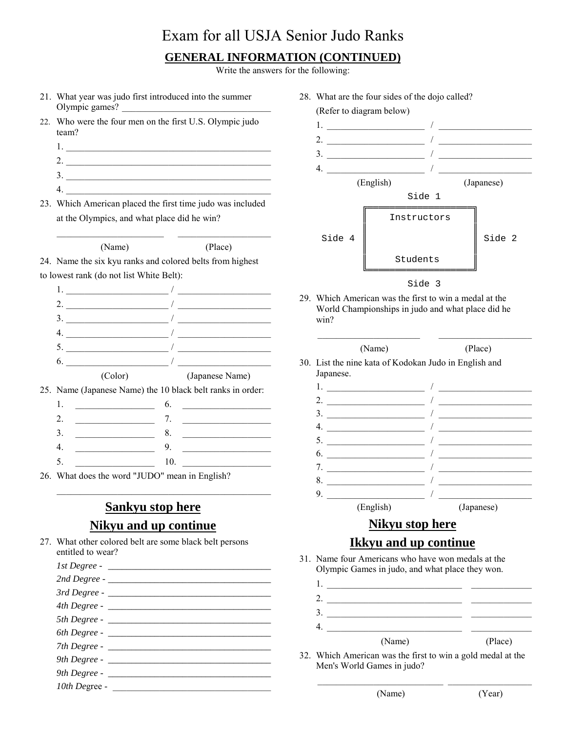# Exam for all USJA Senior Judo Ranks

## GENERAL INFORMATION (CONTINUED)

Write the answers for the following:

21. What year was judo first introduced into the summer Olympic games? ______________________________

22. Who were the four men on the first U.S. Olympic judo team?
    1. ______________________________
    2. ______________________________
    3. ______________________________
    4. ______________________________

23. Which American placed the first time judo was included at the Olympics, and what place did he win?

    ____________________ ____________________
    (Name) (Place)

24. Name the six kyu ranks and colored belts from highest to lowest rank (do not list White Belt):
    1. ____________________ / ____________________
    2. ____________________ / ____________________
    3. ____________________ / ____________________
    4. ____________________ / ____________________
    5. ____________________ / ____________________
    6. ____________________ / ____________________

    (Color) (Japanese Name)

25. Name (Japanese Name) the 10 black belt ranks in order:

| | | | |
|---|---|---|---|
| 1. | ______________ | 6. | ______________ |
| 2. | ______________ | 7. | ______________ |
| 3. | ______________ | 8. | ______________ |
| 4. | ______________ | 9. | ______________ |
| 5. | ______________ | 10. | ______________ |

26. What does the word "JUDO" mean in English?

    ______________________________

## Sankyu stop here

## Nikyu and up continue

27. What other colored belt are some black belt persons entitled to wear?

    *1st Degree* - ______________________________
    *2nd Degree* - ______________________________
    *3rd Degree* - ______________________________
    *4th Degree* - ______________________________
    *5th Degree* - ______________________________
    *6th Degree* - ______________________________
    *7th Degree* - ______________________________
    *9th Degree* - ______________________________
    *9th Degree* - ______________________________
    *10th* Degree - ______________________________

28. What are the four sides of the dojo called?
    (Refer to diagram below)
    1. ____________________ / ____________________
    2. ____________________ / ____________________
    3. ____________________ / ____________________
    4. ____________________ / ____________________

    (English) (Japanese)

```
                Side 1
         ╔══════════════════╗
         ║    Instructors   ║
 Side 4  ║                  ║  Side 2
         ║     Students     ║
         ╚══════════════════╝
                Side 3
```

29. Which American was the first to win a medal at the World Championships in judo and what place did he win?

    ____________________ ____________________
    (Name) (Place)

30. List the nine kata of Kodokan Judo in English and Japanese.
    1. ____________________ / ____________________
    2. ____________________ / ____________________
    3. ____________________ / ____________________
    4. ____________________ / ____________________
    5. ____________________ / ____________________
    6. ____________________ / ____________________
    7. ____________________ / ____________________
    8. ____________________ / ____________________
    9. ____________________ / ____________________

    (English) (Japanese)

## Nikyu stop here

## Ikkyu and up continue

31. Name four Americans who have won medals at the Olympic Games in judo, and what place they won.
    1. ______________________________ ____________
    2. ______________________________ ____________
    3. ______________________________ ____________
    4. ______________________________ ____________

    (Name) (Place)

32. Which American was the first to win a gold medal at the Men's World Games in judo?

    ______________________________ ____________________
    (Name) (Year)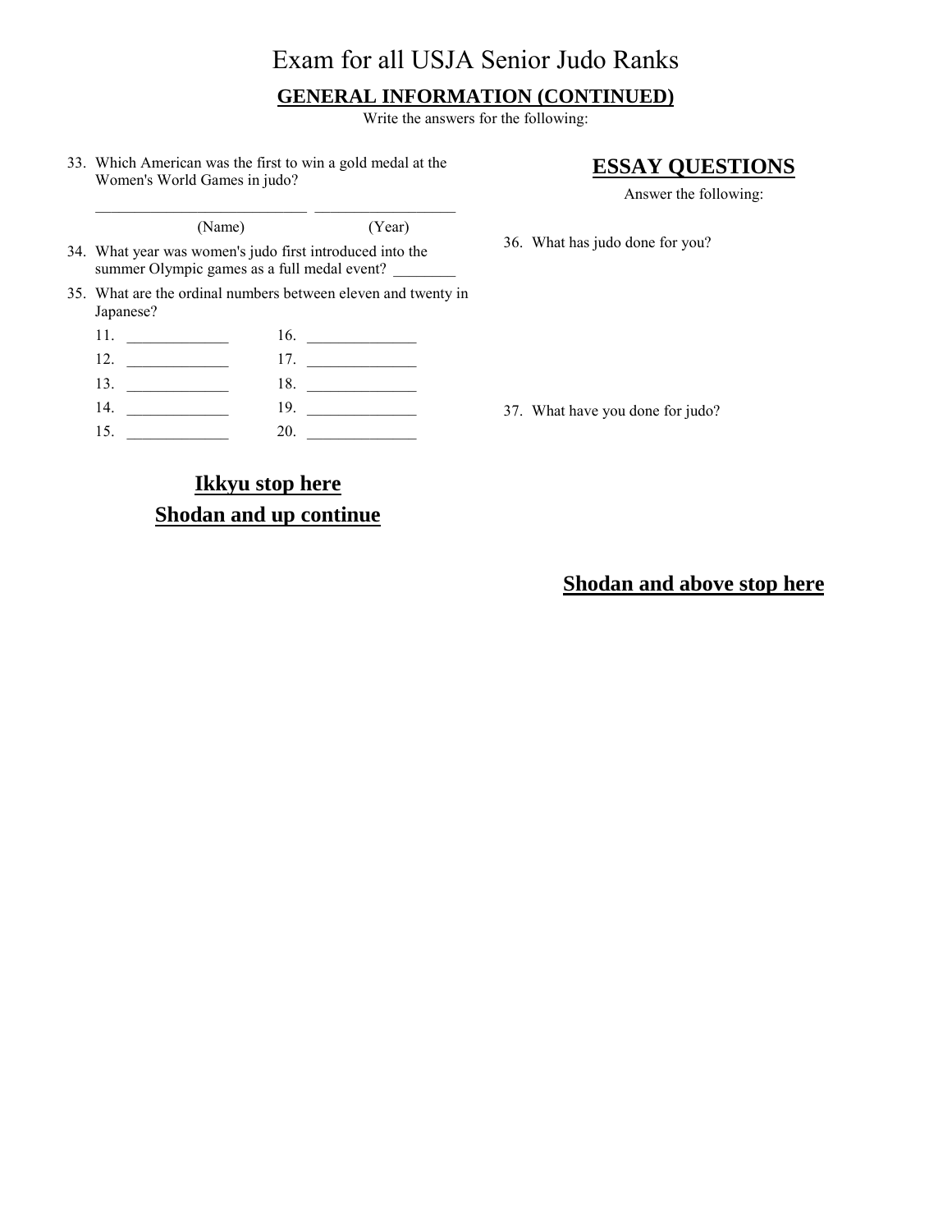# Exam for all USJA Senior Judo Ranks

## GENERAL INFORMATION (CONTINUED)

Write the answers for the following:

33. Which American was the first to win a gold medal at the Women's World Games in judo?

    ___________________________ ___________________
    
    (Name) (Year)

34. What year was women's judo first introduced into the summer Olympic games as a full medal event? ________

35. What are the ordinal numbers between eleven and twenty in Japanese?

| | | | |
|---|---|---|---|
| 11. | _____________ | 16. | ______________ |
| 12. | _____________ | 17. | ______________ |
| 13. | _____________ | 18. | ______________ |
| 14. | _____________ | 19. | ______________ |
| 15. | _____________ | 20. | ______________ |

**Ikkyu stop here**

**Shodan and up continue**

## ESSAY QUESTIONS

Answer the following:

36. What has judo done for you?

37. What have you done for judo?

**Shodan and above stop here**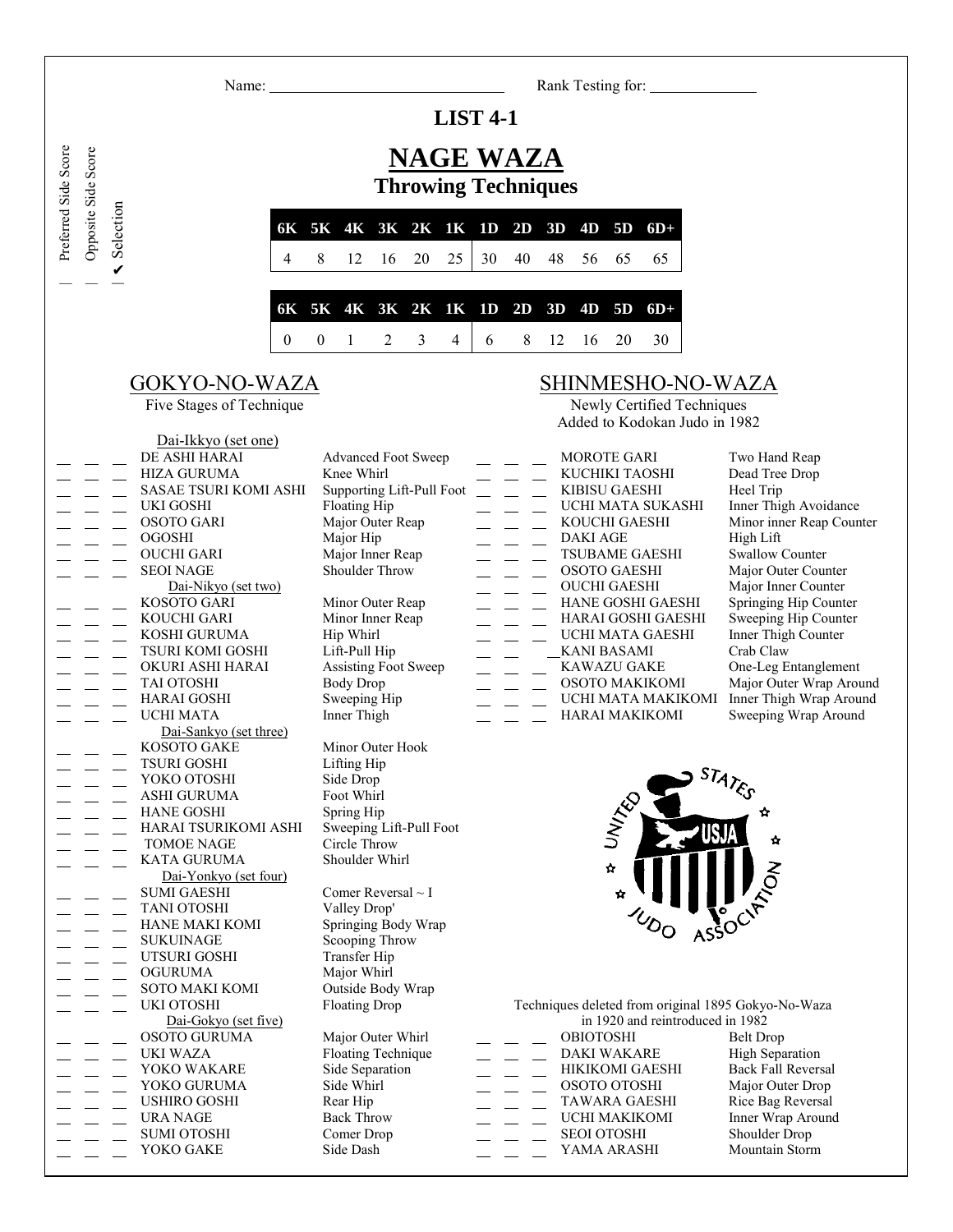Name: ______________________________ Rank Testing for: ______________

# LIST 4-1

## NAGE WAZA

### Throwing Techniques

| 6K | 5K | 4K | 3K | 2K | 1K | 1D | 2D | 3D | 4D | 5D | 6D+ |
|---|---|---|---|---|---|---|---|---|---|---|---|
| 4 | 8 | 12 | 16 | 20 | 25 | 30 | 40 | 48 | 56 | 65 | 65 |

| 6K | 5K | 4K | 3K | 2K | 1K | 1D | 2D | 3D | 4D | 5D | 6D+ |
|---|---|---|---|---|---|---|---|---|---|---|---|
| 0 | 0 | 1 | 2 | 3 | 4 | 6 | 8 | 12 | 16 | 20 | 30 |

Columns: Preferred Side Score | Opposite Side Score | ✔ Selection

## GOKYO-NO-WAZA

Five Stages of Technique

| Preferred Side Score | Opposite Side Score | ✔ Selection | Technique | Translation |
|---|---|---|---|---|
| | | | **Dai-Ikkyo (set one)** | |
| | | | DE ASHI HARAI | Advanced Foot Sweep |
| | | | HIZA GURUMA | Knee Whirl |
| | | | SASAE TSURI KOMI ASHI | Supporting Lift-Pull Foot |
| | | | UKI GOSHI | Floating Hip |
| | | | OSOTO GARI | Major Outer Reap |
| | | | OGOSHI | Major Hip |
| | | | OUCHI GARI | Major Inner Reap |
| | | | SEOI NAGE | Shoulder Throw |
| | | | **Dai-Nikyo (set two)** | |
| | | | KOSOTO GARI | Minor Outer Reap |
| | | | KOUCHI GARI | Minor Inner Reap |
| | | | KOSHI GURUMA | Hip Whirl |
| | | | TSURI KOMI GOSHI | Lift-Pull Hip |
| | | | OKURI ASHI HARAI | Assisting Foot Sweep |
| | | | TAI OTOSHI | Body Drop |
| | | | HARAI GOSHI | Sweeping Hip |
| | | | UCHI MATA | Inner Thigh |
| | | | **Dai-Sankyo (set three)** | |
| | | | KOSOTO GAKE | Minor Outer Hook |
| | | | TSURI GOSHI | Lifting Hip |
| | | | YOKO OTOSHI | Side Drop |
| | | | ASHI GURUMA | Foot Whirl |
| | | | HANE GOSHI | Spring Hip |
| | | | HARAI TSURIKOMI ASHI | Sweeping Lift-Pull Foot |
| | | | TOMOE NAGE | Circle Throw |
| | | | KATA GURUMA | Shoulder Whirl |
| | | | **Dai-Yonkyo (set four)** | |
| | | | SUMI GAESHI | Comer Reversal ~ I |
| | | | TANI OTOSHI | Valley Drop' |
| | | | HANE MAKI KOMI | Springing Body Wrap |
| | | | SUKUINAGE | Scooping Throw |
| | | | UTSURI GOSHI | Transfer Hip |
| | | | OGURUMA | Major Whirl |
| | | | SOTO MAKI KOMI | Outside Body Wrap |
| | | | UKI OTOSHI | Floating Drop |
| | | | **Dai-Gokyo (set five)** | |
| | | | OSOTO GURUMA | Major Outer Whirl |
| | | | UKI WAZA | Floating Technique |
| | | | YOKO WAKARE | Side Separation |
| | | | YOKO GURUMA | Side Whirl |
| | | | USHIRO GOSHI | Rear Hip |
| | | | URA NAGE | Back Throw |
| | | | SUMI OTOSHI | Comer Drop |
| | | | YOKO GAKE | Side Dash |

## SHINMESHO-NO-WAZA

Newly Certified Techniques Added to Kodokan Judo in 1982

| Preferred Side Score | Opposite Side Score | ✔ Selection | Technique | Translation |
|---|---|---|---|---|
| | | | MOROTE GARI | Two Hand Reap |
| | | | KUCHIKI TAOSHI | Dead Tree Drop |
| | | | KIBISU GAESHI | Heel Trip |
| | | | UCHI MATA SUKASHI | Inner Thigh Avoidance |
| | | | KOUCHI GAESHI | Minor inner Reap Counter |
| | | | DAKI AGE | High Lift |
| | | | TSUBAME GAESHI | Swallow Counter |
| | | | OSOTO GAESHI | Major Outer Counter |
| | | | OUCHI GAESHI | Major Inner Counter |
| | | | HANE GOSHI GAESHI | Springing Hip Counter |
| | | | HARAI GOSHI GAESHI | Sweeping Hip Counter |
| | | | UCHI MATA GAESHI | Inner Thigh Counter |
| | | | KANI BASAMI | Crab Claw |
| | | | KAWAZU GAKE | One-Leg Entanglement |
| | | | OSOTO MAKIKOMI | Major Outer Wrap Around |
| | | | UCHI MATA MAKIKOMI | Inner Thigh Wrap Around |
| | | | HARAI MAKIKOMI | Sweeping Wrap Around |

UNITED STATES JUDO ASSOCIATION — USJA

Techniques deleted from original 1895 Gokyo-No-Waza in 1920 and reintroduced in 1982

| Preferred Side Score | Opposite Side Score | ✔ Selection | Technique | Translation |
|---|---|---|---|---|
| | | | OBIOTOSHI | Belt Drop |
| | | | DAKI WAKARE | High Separation |
| | | | HIKIKOMI GAESHI | Back Fall Reversal |
| | | | OSOTO OTOSHI | Major Outer Drop |
| | | | TAWARA GAESHI | Rice Bag Reversal |
| | | | UCHI MAKIKOMI | Inner Wrap Around |
| | | | SEOI OTOSHI | Shoulder Drop |
| | | | YAMA ARASHI | Mountain Storm |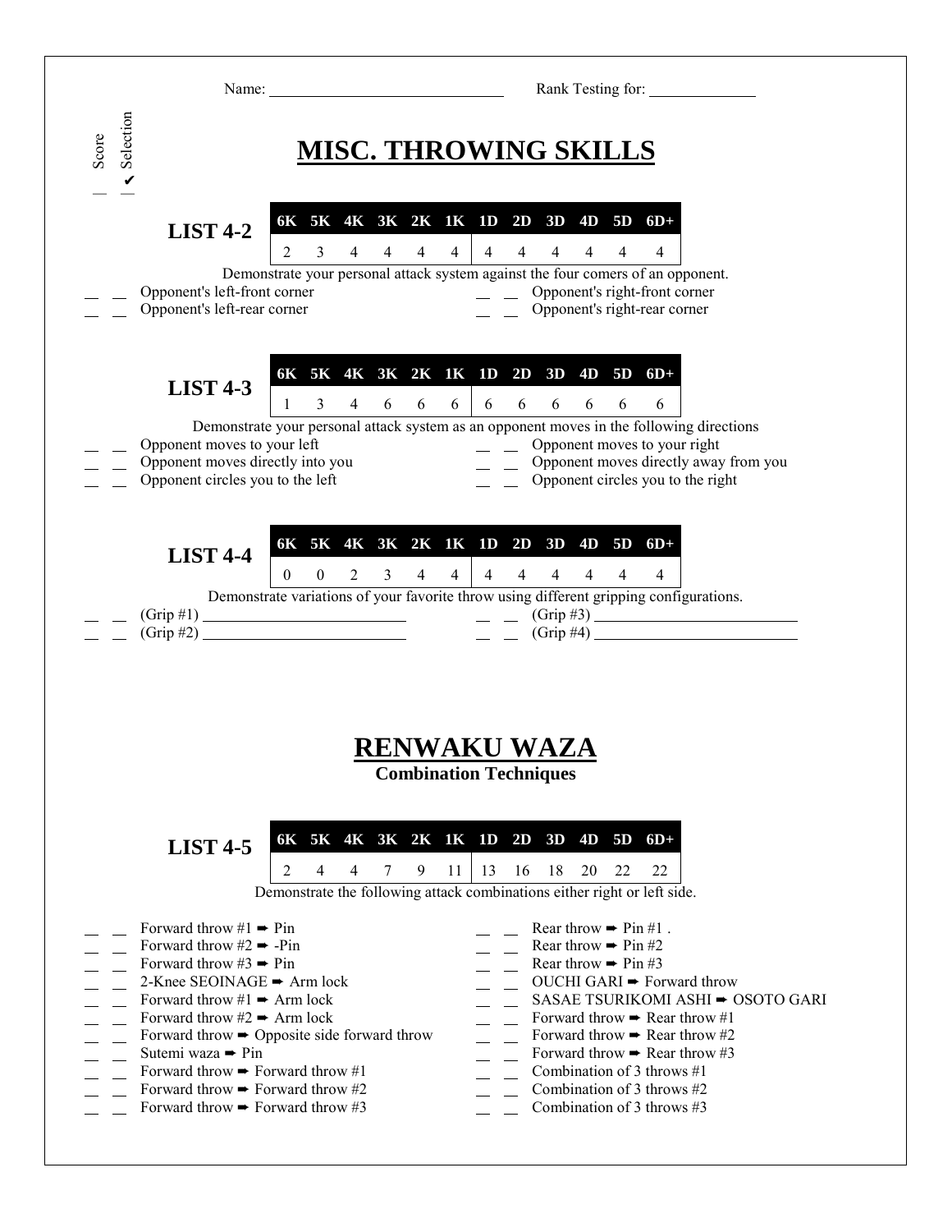Name: ______________________________ Rank Testing for: ______________

Score | ✔ Selection

# MISC. THROWING SKILLS

**LIST 4-2**

| 6K | 5K | 4K | 3K | 2K | 1K | 1D | 2D | 3D | 4D | 5D | 6D+ |
|---|---|---|---|---|---|---|---|---|---|---|---|
| 2 | 3 | 4 | 4 | 4 | 4 | 4 | 4 | 4 | 4 | 4 | 4 |

Demonstrate your personal attack system against the four comers of an opponent.

- _ _ Opponent's left-front corner
- _ _ Opponent's left-rear corner
- _ _ Opponent's right-front corner
- _ _ Opponent's right-rear corner

**LIST 4-3**

| 6K | 5K | 4K | 3K | 2K | 1K | 1D | 2D | 3D | 4D | 5D | 6D+ |
|---|---|---|---|---|---|---|---|---|---|---|---|
| 1 | 3 | 4 | 6 | 6 | 6 | 6 | 6 | 6 | 6 | 6 | 6 |

Demonstrate your personal attack system as an opponent moves in the following directions

- _ _ Opponent moves to your left
- _ _ Opponent moves directly into you
- _ _ Opponent circles you to the left
- _ _ Opponent moves to your right
- _ _ Opponent moves directly away from you
- _ _ Opponent circles you to the right

**LIST 4-4**

| 6K | 5K | 4K | 3K | 2K | 1K | 1D | 2D | 3D | 4D | 5D | 6D+ |
|---|---|---|---|---|---|---|---|---|---|---|---|
| 0 | 0 | 2 | 3 | 4 | 4 | 4 | 4 | 4 | 4 | 4 | 4 |

Demonstrate variations of your favorite throw using different gripping configurations.

- _ _ (Grip #1) ________________________
- _ _ (Grip #2) ________________________
- _ _ (Grip #3) ________________________
- _ _ (Grip #4) ________________________

# RENWAKU WAZA

**Combination Techniques**

**LIST 4-5**

| 6K | 5K | 4K | 3K | 2K | 1K | 1D | 2D | 3D | 4D | 5D | 6D+ |
|---|---|---|---|---|---|---|---|---|---|---|---|
| 2 | 4 | 4 | 7 | 9 | 11 | 13 | 16 | 18 | 20 | 22 | 22 |

Demonstrate the following attack combinations either right or left side.

- _ _ Forward throw #1 ➨ Pin
- _ _ Forward throw #2 ➨ -Pin
- _ _ Forward throw #3 ➨ Pin
- _ _ 2-Knee SEOINAGE ➨ Arm lock
- _ _ Forward throw #1 ➨ Arm lock
- _ _ Forward throw #2 ➨ Arm lock
- _ _ Forward throw ➨ Opposite side forward throw
- _ _ Sutemi waza ➨ Pin
- _ _ Forward throw ➨ Forward throw #1
- _ _ Forward throw ➨ Forward throw #2
- _ _ Forward throw ➨ Forward throw #3
- _ _ Rear throw ➨ Pin #1 .
- _ _ Rear throw ➨ Pin #2
- _ _ Rear throw ➨ Pin #3
- _ _ OUCHI GARI ➨ Forward throw
- _ _ SASAE TSURIKOMI ASHI ➨ OSOTO GARI
- _ _ Forward throw ➨ Rear throw #1
- _ _ Forward throw ➨ Rear throw #2
- _ _ Forward throw ➨ Rear throw #3
- _ _ Combination of 3 throws #1
- _ _ Combination of 3 throws #2
- _ _ Combination of 3 throws #3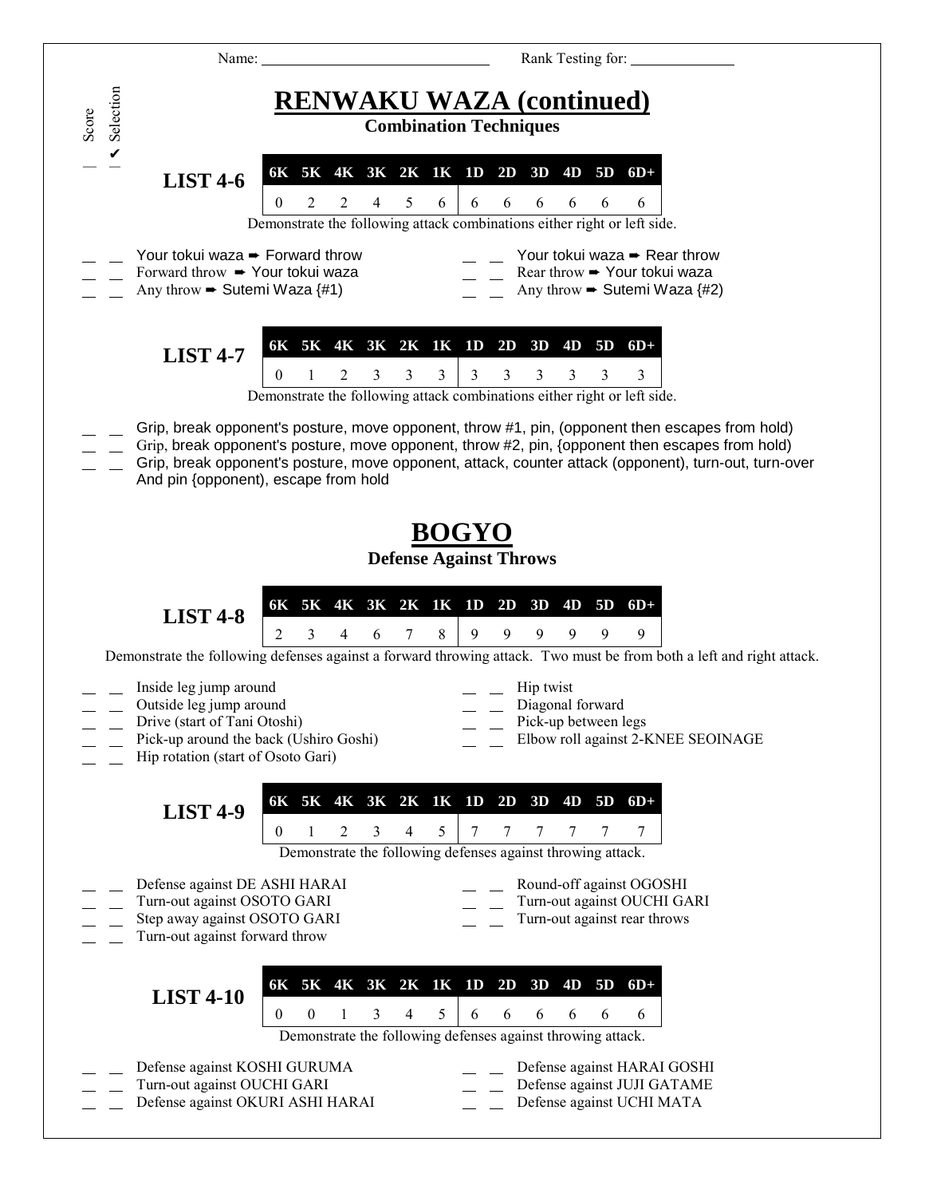Name: ______________________________ Rank Testing for: ______________

Score | ✔ Selection

# RENWAKU WAZA (continued)

### Combination Techniques

**LIST 4-6**

| 6K | 5K | 4K | 3K | 2K | 1K | 1D | 2D | 3D | 4D | 5D | 6D+ |
|---|---|---|---|---|---|---|---|---|---|---|---|
| 0 | 2 | 2 | 4 | 5 | 6 | 6 | 6 | 6 | 6 | 6 | 6 |

Demonstrate the following attack combinations either right or left side.

- _ _ Your tokui waza ➨ Forward throw
- _ _ Forward throw ➨ Your tokui waza
- _ _ Any throw ➨ Sutemi Waza {#1}
- _ _ Your tokui waza ➨ Rear throw
- _ _ Rear throw ➨ Your tokui waza
- _ _ Any throw ➨ Sutemi Waza {#2}

**LIST 4-7**

| 6K | 5K | 4K | 3K | 2K | 1K | 1D | 2D | 3D | 4D | 5D | 6D+ |
|---|---|---|---|---|---|---|---|---|---|---|---|
| 0 | 1 | 2 | 3 | 3 | 3 | 3 | 3 | 3 | 3 | 3 | 3 |

Demonstrate the following attack combinations either right or left side.

- _ _ Grip, break opponent's posture, move opponent, throw #1, pin, (opponent then escapes from hold)
- _ _ Grip, break opponent's posture, move opponent, throw #2, pin, {opponent then escapes from hold)
- _ _ Grip, break opponent's posture, move opponent, attack, counter attack (opponent), turn-out, turn-over And pin {opponent), escape from hold

# BOGYO

### Defense Against Throws

**LIST 4-8**

| 6K | 5K | 4K | 3K | 2K | 1K | 1D | 2D | 3D | 4D | 5D | 6D+ |
|---|---|---|---|---|---|---|---|---|---|---|---|
| 2 | 3 | 4 | 6 | 7 | 8 | 9 | 9 | 9 | 9 | 9 | 9 |

Demonstrate the following defenses against a forward throwing attack. Two must be from both a left and right attack.

- _ _ Inside leg jump around
- _ _ Outside leg jump around
- _ _ Drive (start of Tani Otoshi)
- _ _ Pick-up around the back (Ushiro Goshi)
- _ _ Hip rotation (start of Osoto Gari)
- _ _ Hip twist
- _ _ Diagonal forward
- _ _ Pick-up between legs
- _ _ Elbow roll against 2-KNEE SEOINAGE

**LIST 4-9**

| 6K | 5K | 4K | 3K | 2K | 1K | 1D | 2D | 3D | 4D | 5D | 6D+ |
|---|---|---|---|---|---|---|---|---|---|---|---|
| 0 | 1 | 2 | 3 | 4 | 5 | 7 | 7 | 7 | 7 | 7 | 7 |

Demonstrate the following defenses against throwing attack.

- _ _ Defense against DE ASHI HARAI
- _ _ Turn-out against OSOTO GARI
- _ _ Step away against OSOTO GARI
- _ _ Turn-out against forward throw
- _ _ Round-off against OGOSHI
- _ _ Turn-out against OUCHI GARI
- _ _ Turn-out against rear throws

**LIST 4-10**

| 6K | 5K | 4K | 3K | 2K | 1K | 1D | 2D | 3D | 4D | 5D | 6D+ |
|---|---|---|---|---|---|---|---|---|---|---|---|
| 0 | 0 | 1 | 3 | 4 | 5 | 6 | 6 | 6 | 6 | 6 | 6 |

Demonstrate the following defenses against throwing attack.

- _ _ Defense against KOSHI GURUMA
- _ _ Turn-out against OUCHI GARI
- _ _ Defense against OKURI ASHI HARAI
- _ _ Defense against HARAI GOSHI
- _ _ Defense against JUJI GATAME
- _ _ Defense against UCHI MATA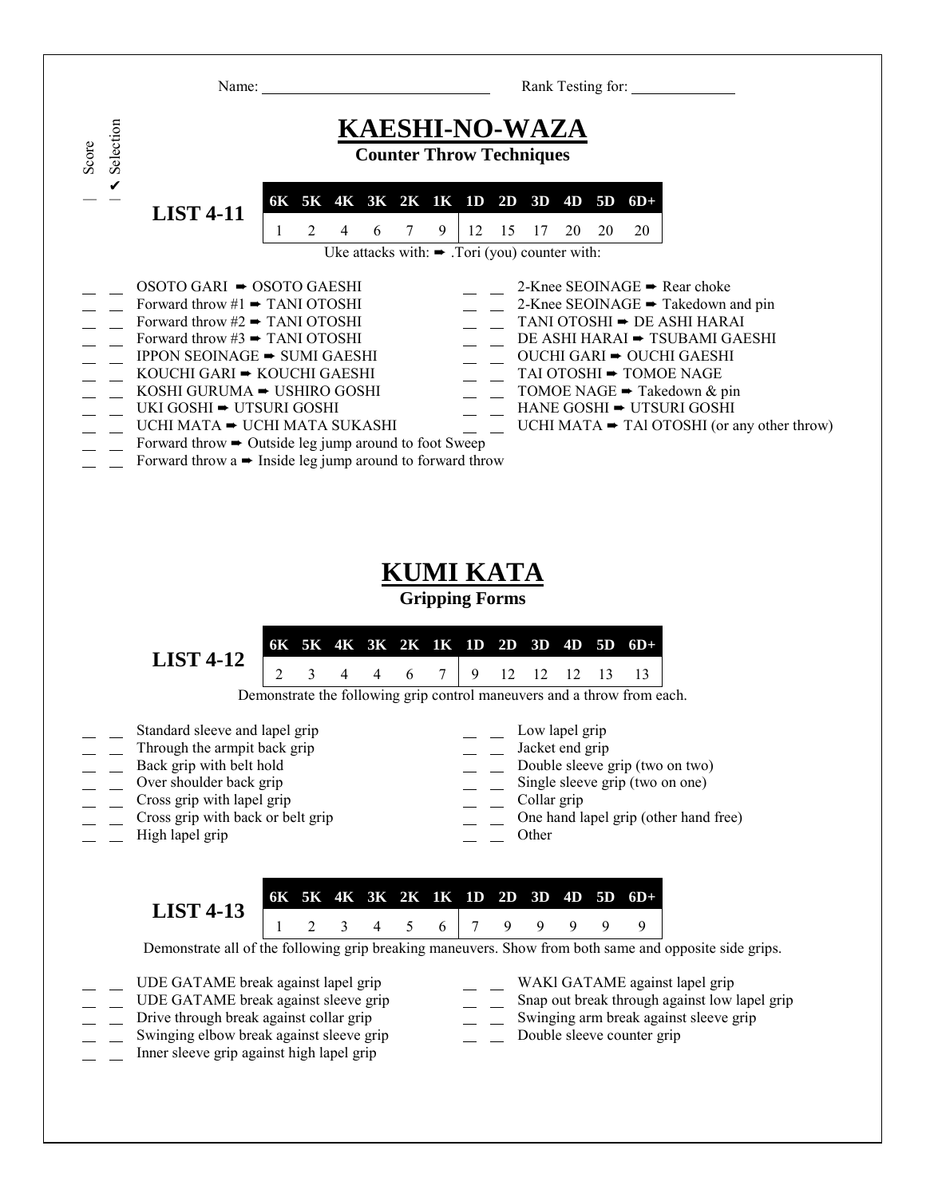Name: ______________________________ Rank Testing for: _____________

Score | ✔ Selection

# KAESHI-NO-WAZA

### Counter Throw Techniques

**LIST 4-11**

| 6K | 5K | 4K | 3K | 2K | 1K | 1D | 2D | 3D | 4D | 5D | 6D+ |
|---|---|---|---|---|---|---|---|---|---|---|---|
| 1 | 2 | 4 | 6 | 7 | 9 | 12 | 15 | 17 | 20 | 20 | 20 |

Uke attacks with: ➨ .Tori (you) counter with:

- __ __ OSOTO GARI ➨ OSOTO GAESHI
- __ __ Forward throw #1 ➨ TANI OTOSHI
- __ __ Forward throw #2 ➨ TANI OTOSHI
- __ __ Forward throw #3 ➨ TANI OTOSHI
- __ __ IPPON SEOINAGE ➨ SUMI GAESHI
- __ __ KOUCHI GARI ➨ KOUCHI GAESHI
- __ __ KOSHI GURUMA ➨ USHIRO GOSHI
- __ __ UKI GOSHI ➨ UTSURI GOSHI
- __ __ UCHI MATA ➨ UCHI MATA SUKASHI
- __ __ Forward throw ➨ Outside leg jump around to foot Sweep
- __ __ Forward throw a ➨ Inside leg jump around to forward throw
- __ __ 2-Knee SEOINAGE ➨ Rear choke
- __ __ 2-Knee SEOINAGE ➨ Takedown and pin
- __ __ TANI OTOSHI ➨ DE ASHI HARAI
- __ __ DE ASHI HARAI ➨ TSUBAMI GAESHI
- __ __ OUCHI GARI ➨ OUCHI GAESHI
- __ __ TAI OTOSHI ➨ TOMOE NAGE
- __ __ TOMOE NAGE ➨ Takedown & pin
- __ __ HANE GOSHI ➨ UTSURI GOSHI
- __ __ UCHI MATA ➨ TAI OTOSHI (or any other throw)

# KUMI KATA

### Gripping Forms

**LIST 4-12**

| 6K | 5K | 4K | 3K | 2K | 1K | 1D | 2D | 3D | 4D | 5D | 6D+ |
|---|---|---|---|---|---|---|---|---|---|---|---|
| 2 | 3 | 4 | 4 | 6 | 7 | 9 | 12 | 12 | 12 | 13 | 13 |

Demonstrate the following grip control maneuvers and a throw from each.

- __ __ Standard sleeve and lapel grip
- __ __ Through the armpit back grip
- __ __ Back grip with belt hold
- __ __ Over shoulder back grip
- __ __ Cross grip with lapel grip
- __ __ Cross grip with back or belt grip
- __ __ High lapel grip
- __ __ Low lapel grip
- __ __ Jacket end grip
- __ __ Double sleeve grip (two on two)
- __ __ Single sleeve grip (two on one)
- __ __ Collar grip
- __ __ One hand lapel grip (other hand free)
- __ __ Other

**LIST 4-13**

| 6K | 5K | 4K | 3K | 2K | 1K | 1D | 2D | 3D | 4D | 5D | 6D+ |
|---|---|---|---|---|---|---|---|---|---|---|---|
| 1 | 2 | 3 | 4 | 5 | 6 | 7 | 9 | 9 | 9 | 9 | 9 |

Demonstrate all of the following grip breaking maneuvers. Show from both same and opposite side grips.

- __ __ UDE GATAME break against lapel grip
- __ __ UDE GATAME break against sleeve grip
- __ __ Drive through break against collar grip
- __ __ Swinging elbow break against sleeve grip
- __ __ Inner sleeve grip against high lapel grip
- __ __ WAKI GATAME against lapel grip
- __ __ Snap out break through against low lapel grip
- __ __ Swinging arm break against sleeve grip
- __ __ Double sleeve counter grip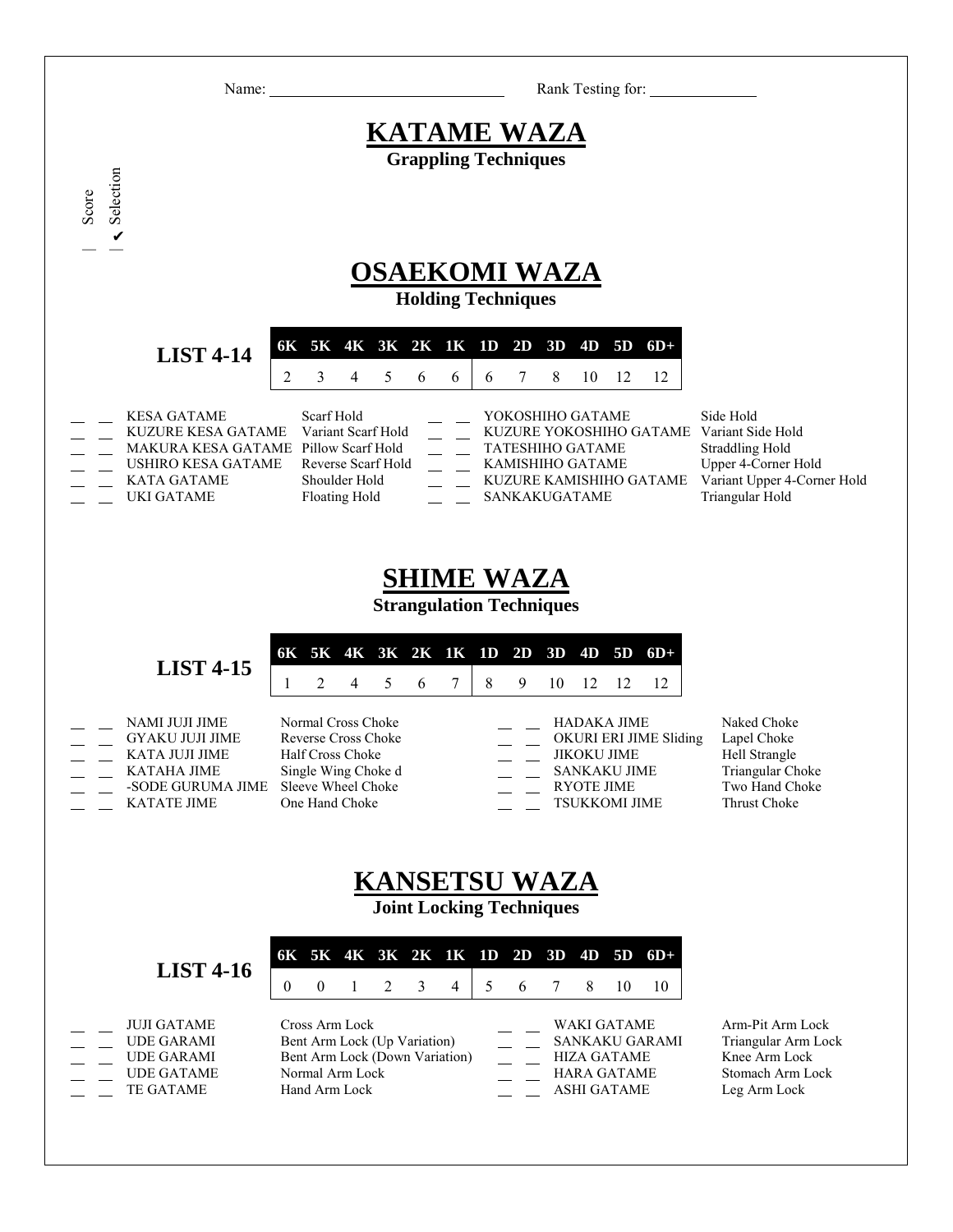Name: ______________________________ Rank Testing for: ______________

# KATAME WAZA

**Grappling Techniques**

Score | ✔ Selection

## OSAEKOMI WAZA

**Holding Techniques**

**LIST 4-14**

| 6K | 5K | 4K | 3K | 2K | 1K | 1D | 2D | 3D | 4D | 5D | 6D+ |
|---|---|---|---|---|---|---|---|---|---|---|---|
| 2 | 3 | 4 | 5 | 6 | 6 | 6 | 7 | 8 | 10 | 12 | 12 |

| Score | Selection | Technique | Translation | Score | Selection | Technique | Translation |
|---|---|---|---|---|---|---|---|
| __ | __ | KESA GATAME | Scarf Hold | __ | __ | YOKOSHIHO GATAME | Side Hold |
| __ | __ | KUZURE KESA GATAME | Variant Scarf Hold | __ | __ | KUZURE YOKOSHIHO GATAME | Variant Side Hold |
| __ | __ | MAKURA KESA GATAME | Pillow Scarf Hold | __ | __ | TATESHIHO GATAME | Straddling Hold |
| __ | __ | USHIRO KESA GATAME | Reverse Scarf Hold | __ | __ | KAMISHIHO GATAME | Upper 4-Corner Hold |
| __ | __ | KATA GATAME | Shoulder Hold | __ | __ | KUZURE KAMISHIHO GATAME | Variant Upper 4-Corner Hold |
| __ | __ | UKI GATAME | Floating Hold | __ | __ | SANKAKUGATAME | Triangular Hold |

## SHIME WAZA

**Strangulation Techniques**

**LIST 4-15**

| 6K | 5K | 4K | 3K | 2K | 1K | 1D | 2D | 3D | 4D | 5D | 6D+ |
|---|---|---|---|---|---|---|---|---|---|---|---|
| 1 | 2 | 4 | 5 | 6 | 7 | 8 | 9 | 10 | 12 | 12 | 12 |

| Score | Selection | Technique | Translation | Score | Selection | Technique | Translation |
|---|---|---|---|---|---|---|---|
| __ | __ | NAMI JUJI JIME | Normal Cross Choke | __ | __ | HADAKA JIME | Naked Choke |
| __ | __ | GYAKU JUJI JIME | Reverse Cross Choke | __ | __ | OKURI ERI JIME Sliding | Lapel Choke |
| __ | __ | KATA JUJI JIME | Half Cross Choke | __ | __ | JIKOKU JIME | Hell Strangle |
| __ | __ | KATAHA JIME | Single Wing Choke d | __ | __ | SANKAKU JIME | Triangular Choke |
| __ | __ | -SODE GURUMA JIME | Sleeve Wheel Choke | __ | __ | RYOTE JIME | Two Hand Choke |
| __ | __ | KATATE JIME | One Hand Choke | __ | __ | TSUKKOMI JIME | Thrust Choke |

## KANSETSU WAZA

**Joint Locking Techniques**

**LIST 4-16**

| 6K | 5K | 4K | 3K | 2K | 1K | 1D | 2D | 3D | 4D | 5D | 6D+ |
|---|---|---|---|---|---|---|---|---|---|---|---|
| 0 | 0 | 1 | 2 | 3 | 4 | 5 | 6 | 7 | 8 | 10 | 10 |

| Score | Selection | Technique | Translation | Score | Selection | Technique | Translation |
|---|---|---|---|---|---|---|---|
| __ | __ | JUJI GATAME | Cross Arm Lock | __ | __ | WAKI GATAME | Arm-Pit Arm Lock |
| __ | __ | UDE GARAMI | Bent Arm Lock (Up Variation) | __ | __ | SANKAKU GARAMI | Triangular Arm Lock |
| __ | __ | UDE GARAMI | Bent Arm Lock (Down Variation) | __ | __ | HIZA GATAME | Knee Arm Lock |
| __ | __ | UDE GATAME | Normal Arm Lock | __ | __ | HARA GATAME | Stomach Arm Lock |
| __ | __ | TE GATAME | Hand Arm Lock | __ | __ | ASHI GATAME | Leg Arm Lock |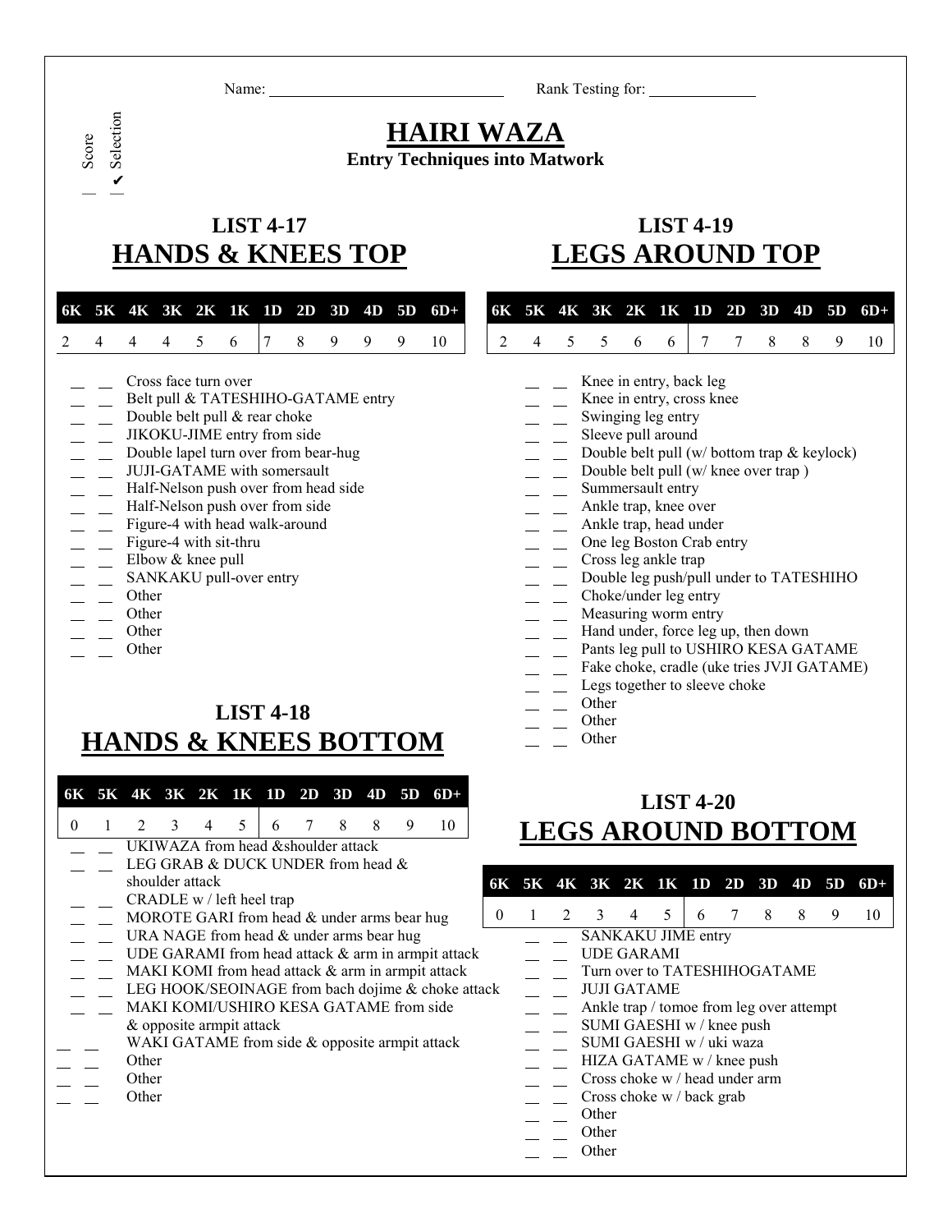Name: ______________________________ Rank Testing for: _____________

Score | ✔ Selection

# HAIRI WAZA

**Entry Techniques into Matwork**

## LIST 4-17
## HANDS & KNEES TOP

| 6K | 5K | 4K | 3K | 2K | 1K | 1D | 2D | 3D | 4D | 5D | 6D+ |
|---|---|---|---|---|---|---|---|---|---|---|---|
| 2 | 4 | 4 | 4 | 5 | 6 | 7 | 8 | 9 | 9 | 9 | 10 |

- __ __ Cross face turn over
- __ __ Belt pull & TATESHIHO-GATAME entry
- __ __ Double belt pull & rear choke
- __ __ JIKOKU-JIME entry from side
- __ __ Double lapel turn over from bear-hug
- __ __ JUJI-GATAME with somersault
- __ __ Half-Nelson push over from head side
- __ __ Half-Nelson push over from side
- __ __ Figure-4 with head walk-around
- __ __ Figure-4 with sit-thru
- __ __ Elbow & knee pull
- __ __ SANKAKU pull-over entry
- __ __ Other
- __ __ Other
- __ __ Other
- __ __ Other

## LIST 4-18
## HANDS & KNEES BOTTOM

| 6K | 5K | 4K | 3K | 2K | 1K | 1D | 2D | 3D | 4D | 5D | 6D+ |
|---|---|---|---|---|---|---|---|---|---|---|---|
| 0 | 1 | 2 | 3 | 4 | 5 | 6 | 7 | 8 | 8 | 9 | 10 |

- __ __ UKIWAZA from head &shoulder attack
- __ __ LEG GRAB & DUCK UNDER from head & shoulder attack
- __ __ CRADLE w / left heel trap
- __ __ MOROTE GARI from head & under arms bear hug
- __ __ URA NAGE from head & under arms bear hug
- __ __ UDE GARAMI from head attack & arm in armpit attack
- __ __ MAKI KOMI from head attack & arm in armpit attack
- __ __ LEG HOOK/SEOINAGE from bach dojime & choke attack
- __ __ MAKI KOMI/USHIRO KESA GATAME from side & opposite armpit attack
- __ __ WAKI GATAME from side & opposite armpit attack
- __ __ Other
- __ __ Other
- __ __ Other

## LIST 4-19
## LEGS AROUND TOP

| 6K | 5K | 4K | 3K | 2K | 1K | 1D | 2D | 3D | 4D | 5D | 6D+ |
|---|---|---|---|---|---|---|---|---|---|---|---|
| 2 | 4 | 5 | 5 | 6 | 6 | 7 | 7 | 8 | 8 | 9 | 10 |

- __ __ Knee in entry, back leg
- __ __ Knee in entry, cross knee
- __ __ Swinging leg entry
- __ __ Sleeve pull around
- __ __ Double belt pull (w/ bottom trap & keylock)
- __ __ Double belt pull (w/ knee over trap )
- __ __ Summersault entry
- __ __ Ankle trap, knee over
- __ __ Ankle trap, head under
- __ __ One leg Boston Crab entry
- __ __ Cross leg ankle trap
- __ __ Double leg push/pull under to TATESHIHO
- __ __ Choke/under leg entry
- __ __ Measuring worm entry
- __ __ Hand under, force leg up, then down
- __ __ Pants leg pull to USHIRO KESA GATAME
- __ __ Fake choke, cradle (uke tries JVJI GATAME)
- __ __ Legs together to sleeve choke
- __ __ Other
- __ __ Other
- __ __ Other

## LIST 4-20
## LEGS AROUND BOTTOM

| 6K | 5K | 4K | 3K | 2K | 1K | 1D | 2D | 3D | 4D | 5D | 6D+ |
|---|---|---|---|---|---|---|---|---|---|---|---|
| 0 | 1 | 2 | 3 | 4 | 5 | 6 | 7 | 8 | 8 | 9 | 10 |

- __ __ SANKAKU JIME entry
- __ __ UDE GARAMI
- __ __ Turn over to TATESHIHOGATAME
- __ __ JUJI GATAME
- __ __ Ankle trap / tomoe from leg over attempt
- __ __ SUMI GAESHI w / knee push
- __ __ SUMI GAESHI w / uki waza
- __ __ HIZA GATAME w / knee push
- __ __ Cross choke w / head under arm
- __ __ Cross choke w / back grab
- __ __ Other
- __ __ Other
- __ __ Other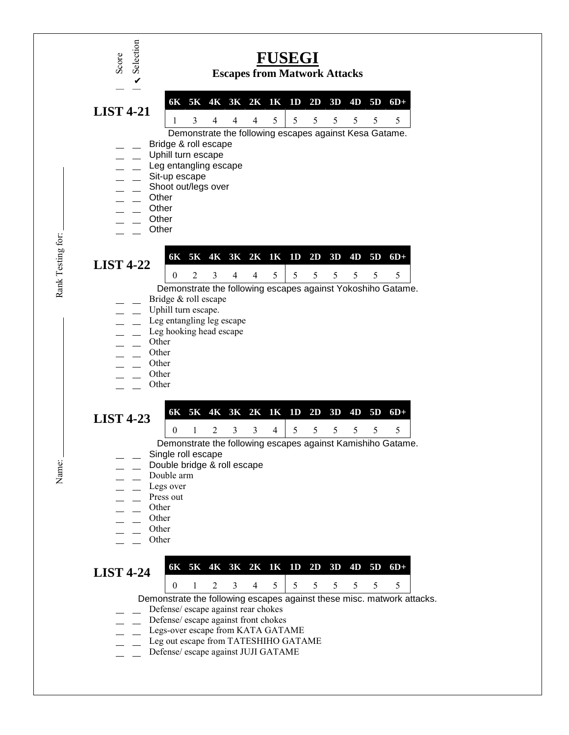Score | ✔ Selection

# FUSEGI

## Escapes from Matwork Attacks

Rank Testing for: ____________

Name: ____________

### LIST 4-21

| 6K | 5K | 4K | 3K | 2K | 1K | 1D | 2D | 3D | 4D | 5D | 6D+ |
|---|---|---|---|---|---|---|---|---|---|---|---|
| 1 | 3 | 4 | 4 | 4 | 5 | 5 | 5 | 5 | 5 | 5 | 5 |

Demonstrate the following escapes against Kesa Gatame.

- _ _ Bridge & roll escape
- _ _ Uphill turn escape
- _ _ Leg entangling escape
- _ _ Sit-up escape
- _ _ Shoot out/legs over
- _ _ Other
- _ _ Other
- _ _ Other
- _ _ Other

### LIST 4-22

| 6K | 5K | 4K | 3K | 2K | 1K | 1D | 2D | 3D | 4D | 5D | 6D+ |
|---|---|---|---|---|---|---|---|---|---|---|---|
| 0 | 2 | 3 | 4 | 4 | 5 | 5 | 5 | 5 | 5 | 5 | 5 |

Demonstrate the following escapes against Yokoshiho Gatame.

- _ _ Bridge & roll escape
- _ _ Uphill turn escape.
- _ _ Leg entangling leg escape
- _ _ Leg hooking head escape
- _ _ Other
- _ _ Other
- _ _ Other
- _ _ Other
- _ _ Other

### LIST 4-23

| 6K | 5K | 4K | 3K | 2K | 1K | 1D | 2D | 3D | 4D | 5D | 6D+ |
|---|---|---|---|---|---|---|---|---|---|---|---|
| 0 | 1 | 2 | 3 | 3 | 4 | 5 | 5 | 5 | 5 | 5 | 5 |

Demonstrate the following escapes against Kamishiho Gatame.

- _ _ Single roll escape
- _ _ Double bridge & roll escape
- _ _ Double arm
- _ _ Legs over
- _ _ Press out
- _ _ Other
- _ _ Other
- _ _ Other
- _ _ Other

### LIST 4-24

| 6K | 5K | 4K | 3K | 2K | 1K | 1D | 2D | 3D | 4D | 5D | 6D+ |
|---|---|---|---|---|---|---|---|---|---|---|---|
| 0 | 1 | 2 | 3 | 4 | 5 | 5 | 5 | 5 | 5 | 5 | 5 |

Demonstrate the following escapes against these misc. matwork attacks.

- _ _ Defense/ escape against rear chokes
- _ _ Defense/ escape against front chokes
- _ _ Legs-over escape from KATA GATAME
- _ _ Leg out escape from TATESHIHO GATAME
- _ _ Defense/ escape against JUJI GATAME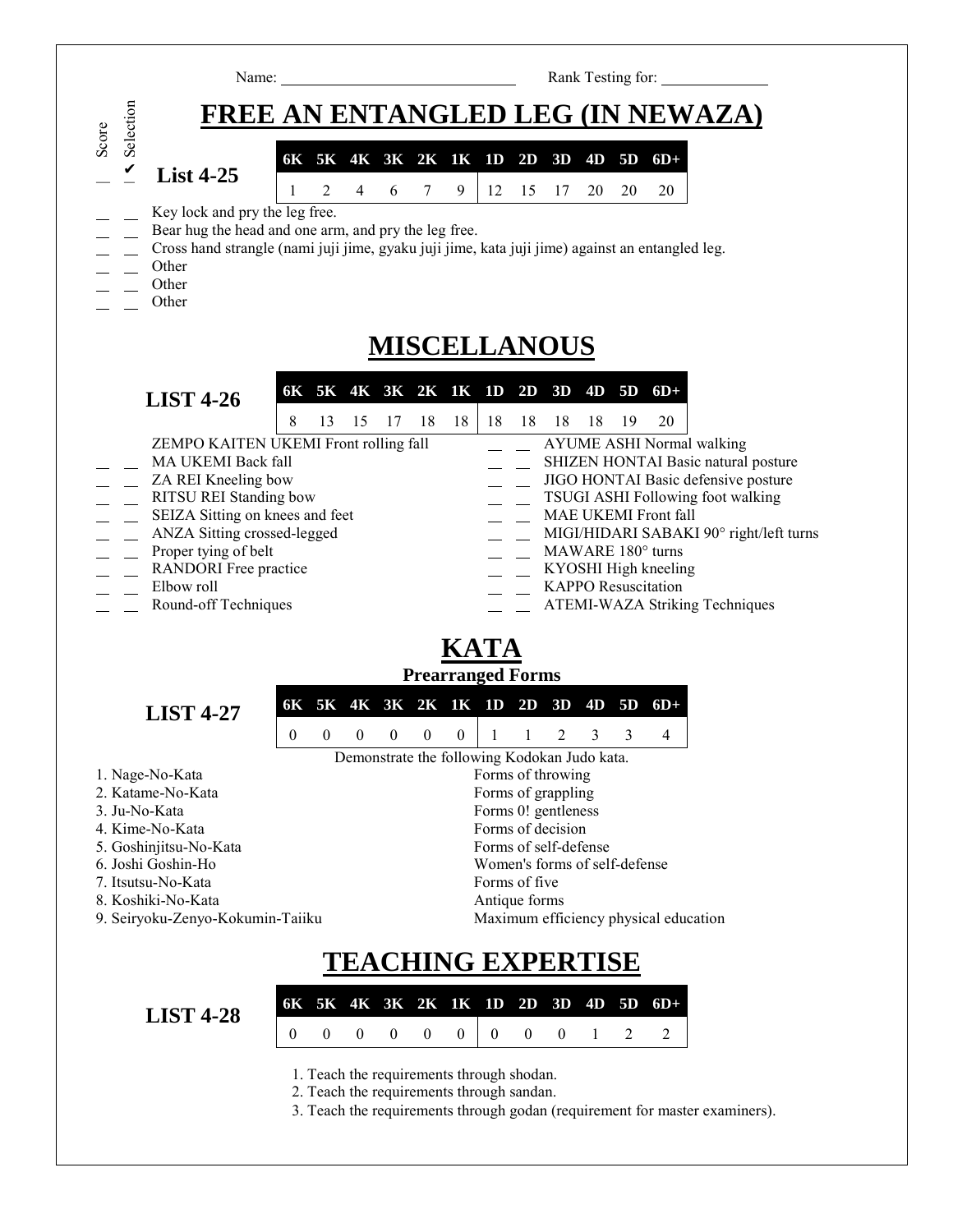Name: ______________________________ Rank Testing for: _____________

# FREE AN ENTANGLED LEG (IN NEWAZA)

Score | ✔ Selection

## List 4-25

| 6K | 5K | 4K | 3K | 2K | 1K | 1D | 2D | 3D | 4D | 5D | 6D+ |
|---|---|---|---|---|---|---|---|---|---|---|---|
| 1 | 2 | 4 | 6 | 7 | 9 | 12 | 15 | 17 | 20 | 20 | 20 |

- __ __ Key lock and pry the leg free.
- __ __ Bear hug the head and one arm, and pry the leg free.
- __ __ Cross hand strangle (nami juji jime, gyaku juji jime, kata juji jime) against an entangled leg.
- __ __ Other
- __ __ Other
- __ __ Other

# MISCELLANOUS

## LIST 4-26

| 6K | 5K | 4K | 3K | 2K | 1K | 1D | 2D | 3D | 4D | 5D | 6D+ |
|---|---|---|---|---|---|---|---|---|---|---|---|
| 8 | 13 | 15 | 17 | 18 | 18 | 18 | 18 | 18 | 18 | 19 | 20 |

- ZEMPO KAITEN UKEMI Front rolling fall
- __ __ MA UKEMI Back fall
- __ __ ZA REI Kneeling bow
- __ __ RITSU REI Standing bow
- __ __ SEIZA Sitting on knees and feet
- __ __ ANZA Sitting crossed-legged
- __ __ Proper tying of belt
- __ __ RANDORI Free practice
- __ __ Elbow roll
- __ __ Round-off Techniques
- __ __ AYUME ASHI Normal walking
- __ __ SHIZEN HONTAI Basic natural posture
- __ __ JIGO HONTAI Basic defensive posture
- __ __ TSUGI ASHI Following foot walking
- __ __ MAE UKEMI Front fall
- __ __ MIGI/HIDARI SABAKI 90° right/left turns
- __ __ MAWARE 180° turns
- __ __ KYOSHI High kneeling
- __ __ KAPPO Resuscitation
- __ __ ATEMI-WAZA Striking Techniques

# KATA

### Prearranged Forms

## LIST 4-27

| 6K | 5K | 4K | 3K | 2K | 1K | 1D | 2D | 3D | 4D | 5D | 6D+ |
|---|---|---|---|---|---|---|---|---|---|---|---|
| 0 | 0 | 0 | 0 | 0 | 0 | 1 | 1 | 2 | 3 | 3 | 4 |

Demonstrate the following Kodokan Judo kata.

1. Nage-No-Kata — Forms of throwing
2. Katame-No-Kata — Forms of grappling
3. Ju-No-Kata — Forms 0! gentleness
4. Kime-No-Kata — Forms of decision
5. Goshinjitsu-No-Kata — Forms of self-defense
6. Joshi Goshin-Ho — Women's forms of self-defense
7. Itsutsu-No-Kata — Forms of five
8. Koshiki-No-Kata — Antique forms
9. Seiryoku-Zenyo-Kokumin-Taiiku — Maximum efficiency physical education

# TEACHING EXPERTISE

## LIST 4-28

| 6K | 5K | 4K | 3K | 2K | 1K | 1D | 2D | 3D | 4D | 5D | 6D+ |
|---|---|---|---|---|---|---|---|---|---|---|---|
| 0 | 0 | 0 | 0 | 0 | 0 | 0 | 0 | 0 | 1 | 2 | 2 |

1. Teach the requirements through shodan.
2. Teach the requirements through sandan.
3. Teach the requirements through godan (requirement for master examiners).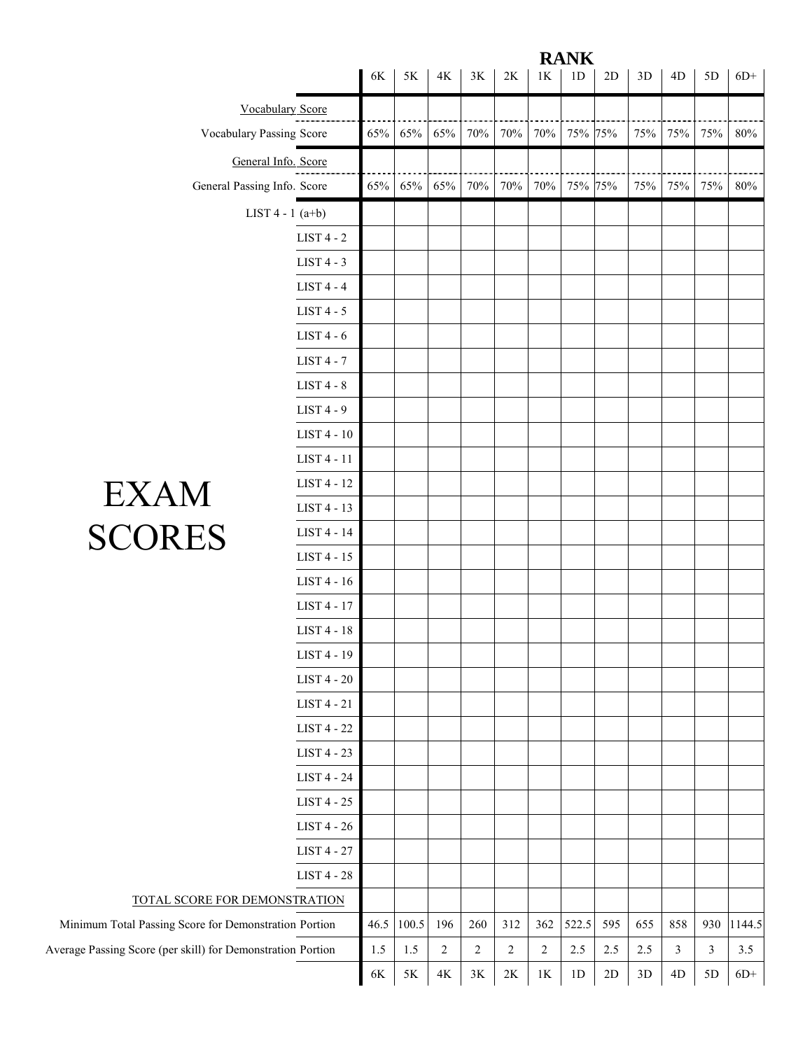# EXAM SCORES

| | RANK | | | | | | | | | | | |
|---|---|---|---|---|---|---|---|---|---|---|---|---|
| | 6K | 5K | 4K | 3K | 2K | 1K | 1D | 2D | 3D | 4D | 5D | 6D+ |
| Vocabulary Score | | | | | | | | | | | | |
| Vocabulary Passing Score | 65% | 65% | 65% | 70% | 70% | 70% | 75% | 75% | 75% | 75% | 75% | 80% |
| General Info. Score | | | | | | | | | | | | |
| General Passing Info. Score | 65% | 65% | 65% | 70% | 70% | 70% | 75% | 75% | 75% | 75% | 75% | 80% |
| LIST 4 - 1 (a+b) | | | | | | | | | | | | |
| LIST 4 - 2 | | | | | | | | | | | | |
| LIST 4 - 3 | | | | | | | | | | | | |
| LIST 4 - 4 | | | | | | | | | | | | |
| LIST 4 - 5 | | | | | | | | | | | | |
| LIST 4 - 6 | | | | | | | | | | | | |
| LIST 4 - 7 | | | | | | | | | | | | |
| LIST 4 - 8 | | | | | | | | | | | | |
| LIST 4 - 9 | | | | | | | | | | | | |
| LIST 4 - 10 | | | | | | | | | | | | |
| LIST 4 - 11 | | | | | | | | | | | | |
| LIST 4 - 12 | | | | | | | | | | | | |
| LIST 4 - 13 | | | | | | | | | | | | |
| LIST 4 - 14 | | | | | | | | | | | | |
| LIST 4 - 15 | | | | | | | | | | | | |
| LIST 4 - 16 | | | | | | | | | | | | |
| LIST 4 - 17 | | | | | | | | | | | | |
| LIST 4 - 18 | | | | | | | | | | | | |
| LIST 4 - 19 | | | | | | | | | | | | |
| LIST 4 - 20 | | | | | | | | | | | | |
| LIST 4 - 21 | | | | | | | | | | | | |
| LIST 4 - 22 | | | | | | | | | | | | |
| LIST 4 - 23 | | | | | | | | | | | | |
| LIST 4 - 24 | | | | | | | | | | | | |
| LIST 4 - 25 | | | | | | | | | | | | |
| LIST 4 - 26 | | | | | | | | | | | | |
| LIST 4 - 27 | | | | | | | | | | | | |
| LIST 4 - 28 | | | | | | | | | | | | |
| TOTAL SCORE FOR DEMONSTRATION | | | | | | | | | | | | |
| Minimum Total Passing Score for Demonstration Portion | 46.5 | 100.5 | 196 | 260 | 312 | 362 | 522.5 | 595 | 655 | 858 | 930 | 1144.5 |
| Average Passing Score (per skill) for Demonstration Portion | 1.5 | 1.5 | 2 | 2 | 2 | 2 | 2.5 | 2.5 | 2.5 | 3 | 3 | 3.5 |
| | 6K | 5K | 4K | 3K | 2K | 1K | 1D | 2D | 3D | 4D | 5D | 6D+ |